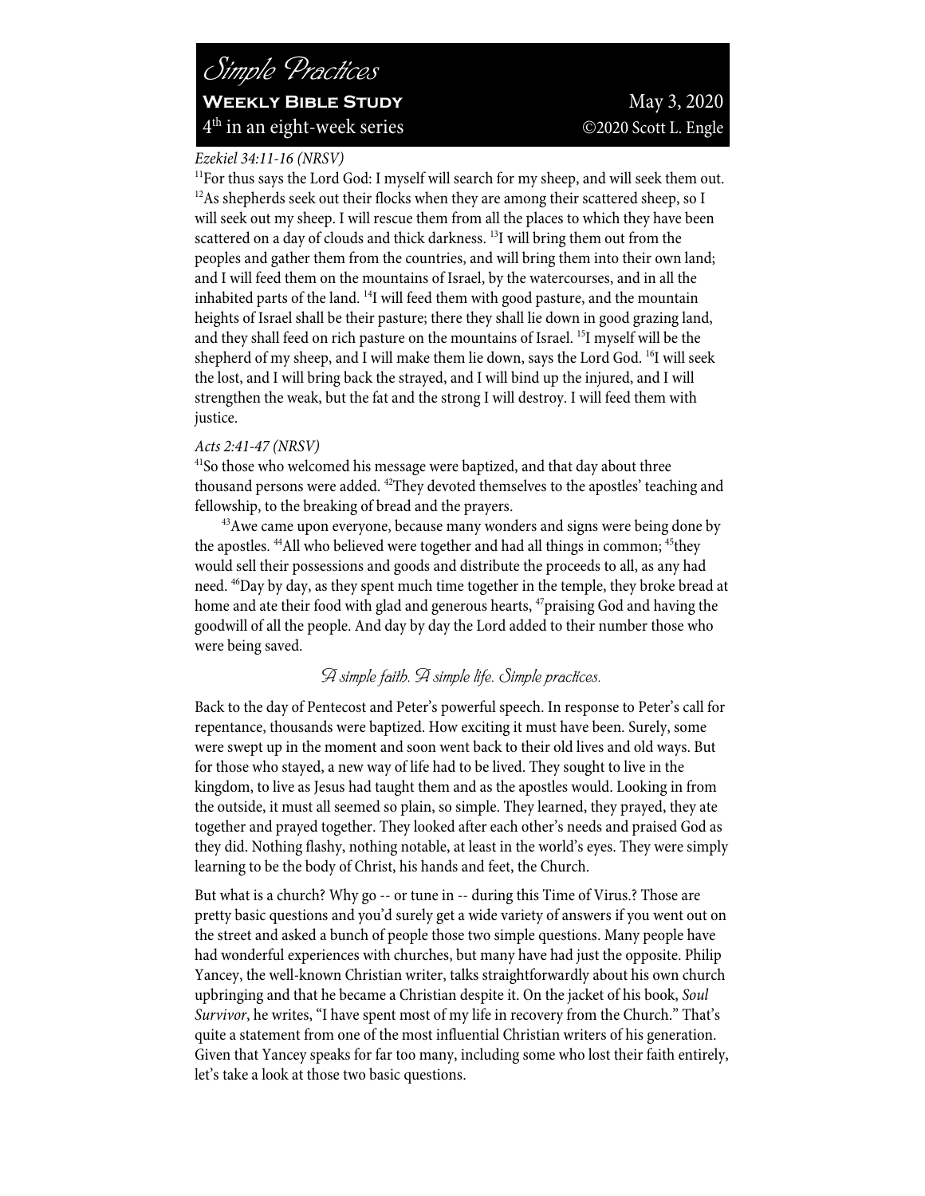# Simple Practices

**Weekly Bible Study** May 3, 2020

4th in an eight-week series ©2020 Scott L. Engle

*Ezekiel 34:11-16 (NRSV)*

[11]For thus says the Lord God: I myself will search for my sheep, and will seek them out. [12]As shepherds seek out their flocks when they are among their scattered sheep, so I will seek out my sheep. I will rescue them from all the places to which they have been scattered on a day of clouds and thick darkness. [13]I will bring them out from the peoples and gather them from the countries, and will bring them into their own land; and I will feed them on the mountains of Israel, by the watercourses, and in all the inhabited parts of the land. [14]I will feed them with good pasture, and the mountain heights of Israel shall be their pasture; there they shall lie down in good grazing land, and they shall feed on rich pasture on the mountains of Israel. [15]I myself will be the shepherd of my sheep, and I will make them lie down, says the Lord God. [16]I will seek the lost, and I will bring back the strayed, and I will bind up the injured, and I will strengthen the weak, but the fat and the strong I will destroy. I will feed them with justice.

*Acts 2:41-47 (NRSV)*

[41]So those who welcomed his message were baptized, and that day about three thousand persons were added. [42]They devoted themselves to the apostles' teaching and fellowship, to the breaking of bread and the prayers.

[43]Awe came upon everyone, because many wonders and signs were being done by the apostles. [44]All who believed were together and had all things in common; [45]they would sell their possessions and goods and distribute the proceeds to all, as any had need. [46]Day by day, as they spent much time together in the temple, they broke bread at home and ate their food with glad and generous hearts, [47]praising God and having the goodwill of all the people. And day by day the Lord added to their number those who were being saved.

*A simple faith. A simple life. Simple practices.*

Back to the day of Pentecost and Peter's powerful speech. In response to Peter's call for repentance, thousands were baptized. How exciting it must have been. Surely, some were swept up in the moment and soon went back to their old lives and old ways. But for those who stayed, a new way of life had to be lived. They sought to live in the kingdom, to live as Jesus had taught them and as the apostles would. Looking in from the outside, it must all seemed so plain, so simple. They learned, they prayed, they ate together and prayed together. They looked after each other's needs and praised God as they did. Nothing flashy, nothing notable, at least in the world's eyes. They were simply learning to be the body of Christ, his hands and feet, the Church.

But what is a church? Why go -- or tune in -- during this Time of Virus.? Those are pretty basic questions and you'd surely get a wide variety of answers if you went out on the street and asked a bunch of people those two simple questions. Many people have had wonderful experiences with churches, but many have had just the opposite. Philip Yancey, the well-known Christian writer, talks straightforwardly about his own church upbringing and that he became a Christian despite it. On the jacket of his book, *Soul Survivor*, he writes, "I have spent most of my life in recovery from the Church." That's quite a statement from one of the most influential Christian writers of his generation. Given that Yancey speaks for far too many, including some who lost their faith entirely, let's take a look at those two basic questions.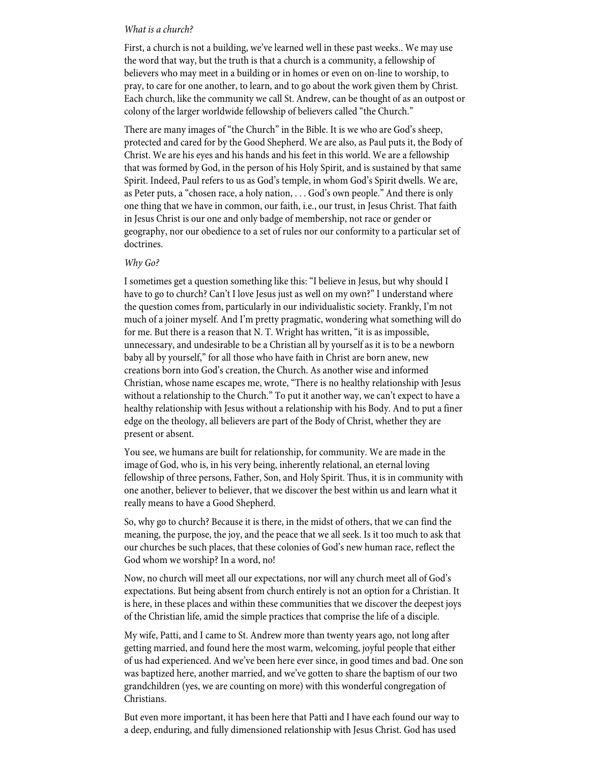*What is a church?*

First, a church is not a building, we've learned well in these past weeks.. We may use the word that way, but the truth is that a church is a community, a fellowship of believers who may meet in a building or in homes or even on on-line to worship, to pray, to care for one another, to learn, and to go about the work given them by Christ. Each church, like the community we call St. Andrew, can be thought of as an outpost or colony of the larger worldwide fellowship of believers called "the Church."

There are many images of "the Church" in the Bible. It is we who are God's sheep, protected and cared for by the Good Shepherd. We are also, as Paul puts it, the Body of Christ. We are his eyes and his hands and his feet in this world. We are a fellowship that was formed by God, in the person of his Holy Spirit, and is sustained by that same Spirit. Indeed, Paul refers to us as God's temple, in whom God's Spirit dwells. We are, as Peter puts, a "chosen race, a holy nation, . . . God's own people." And there is only one thing that we have in common, our faith, i.e., our trust, in Jesus Christ. That faith in Jesus Christ is our one and only badge of membership, not race or gender or geography, nor our obedience to a set of rules nor our conformity to a particular set of doctrines.

*Why Go?*

I sometimes get a question something like this: "I believe in Jesus, but why should I have to go to church? Can't I love Jesus just as well on my own?" I understand where the question comes from, particularly in our individualistic society. Frankly, I'm not much of a joiner myself. And I'm pretty pragmatic, wondering what something will do for me. But there is a reason that N. T. Wright has written, "it is as impossible, unnecessary, and undesirable to be a Christian all by yourself as it is to be a newborn baby all by yourself," for all those who have faith in Christ are born anew, new creations born into God's creation, the Church. As another wise and informed Christian, whose name escapes me, wrote, "There is no healthy relationship with Jesus without a relationship to the Church." To put it another way, we can't expect to have a healthy relationship with Jesus without a relationship with his Body. And to put a finer edge on the theology, all believers are part of the Body of Christ, whether they are present or absent.

You see, we humans are built for relationship, for community. We are made in the image of God, who is, in his very being, inherently relational, an eternal loving fellowship of three persons, Father, Son, and Holy Spirit. Thus, it is in community with one another, believer to believer, that we discover the best within us and learn what it really means to have a Good Shepherd.

So, why go to church? Because it is there, in the midst of others, that we can find the meaning, the purpose, the joy, and the peace that we all seek. Is it too much to ask that our churches be such places, that these colonies of God's new human race, reflect the God whom we worship? In a word, no!

Now, no church will meet all our expectations, nor will any church meet all of God's expectations. But being absent from church entirely is not an option for a Christian. It is here, in these places and within these communities that we discover the deepest joys of the Christian life, amid the simple practices that comprise the life of a disciple.

My wife, Patti, and I came to St. Andrew more than twenty years ago, not long after getting married, and found here the most warm, welcoming, joyful people that either of us had experienced. And we've been here ever since, in good times and bad. One son was baptized here, another married, and we've gotten to share the baptism of our two grandchildren (yes, we are counting on more) with this wonderful congregation of Christians.

But even more important, it has been here that Patti and I have each found our way to a deep, enduring, and fully dimensioned relationship with Jesus Christ. God has used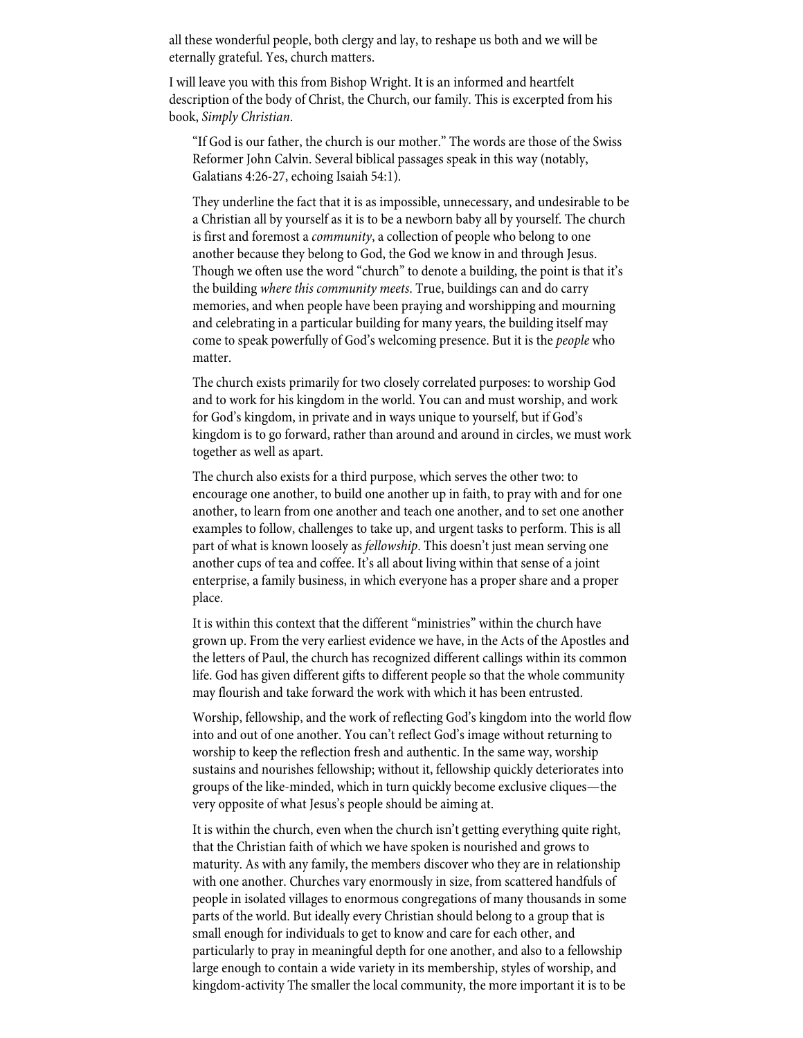all these wonderful people, both clergy and lay, to reshape us both and we will be eternally grateful. Yes, church matters.

I will leave you with this from Bishop Wright. It is an informed and heartfelt description of the body of Christ, the Church, our family. This is excerpted from his book, *Simply Christian*.

> "If God is our father, the church is our mother." The words are those of the Swiss Reformer John Calvin. Several biblical passages speak in this way (notably, Galatians 4:26-27, echoing Isaiah 54:1).
>
> They underline the fact that it is as impossible, unnecessary, and undesirable to be a Christian all by yourself as it is to be a newborn baby all by yourself. The church is first and foremost a *community*, a collection of people who belong to one another because they belong to God, the God we know in and through Jesus. Though we often use the word "church" to denote a building, the point is that it's the building *where this community meets*. True, buildings can and do carry memories, and when people have been praying and worshipping and mourning and celebrating in a particular building for many years, the building itself may come to speak powerfully of God's welcoming presence. But it is the *people* who matter.
>
> The church exists primarily for two closely correlated purposes: to worship God and to work for his kingdom in the world. You can and must worship, and work for God's kingdom, in private and in ways unique to yourself, but if God's kingdom is to go forward, rather than around and around in circles, we must work together as well as apart.
>
> The church also exists for a third purpose, which serves the other two: to encourage one another, to build one another up in faith, to pray with and for one another, to learn from one another and teach one another, and to set one another examples to follow, challenges to take up, and urgent tasks to perform. This is all part of what is known loosely as *fellowship*. This doesn't just mean serving one another cups of tea and coffee. It's all about living within that sense of a joint enterprise, a family business, in which everyone has a proper share and a proper place.
>
> It is within this context that the different "ministries" within the church have grown up. From the very earliest evidence we have, in the Acts of the Apostles and the letters of Paul, the church has recognized different callings within its common life. God has given different gifts to different people so that the whole community may flourish and take forward the work with which it has been entrusted.
>
> Worship, fellowship, and the work of reflecting God's kingdom into the world flow into and out of one another. You can't reflect God's image without returning to worship to keep the reflection fresh and authentic. In the same way, worship sustains and nourishes fellowship; without it, fellowship quickly deteriorates into groups of the like-minded, which in turn quickly become exclusive cliques—the very opposite of what Jesus's people should be aiming at.
>
> It is within the church, even when the church isn't getting everything quite right, that the Christian faith of which we have spoken is nourished and grows to maturity. As with any family, the members discover who they are in relationship with one another. Churches vary enormously in size, from scattered handfuls of people in isolated villages to enormous congregations of many thousands in some parts of the world. But ideally every Christian should belong to a group that is small enough for individuals to get to know and care for each other, and particularly to pray in meaningful depth for one another, and also to a fellowship large enough to contain a wide variety in its membership, styles of worship, and kingdom-activity The smaller the local community, the more important it is to be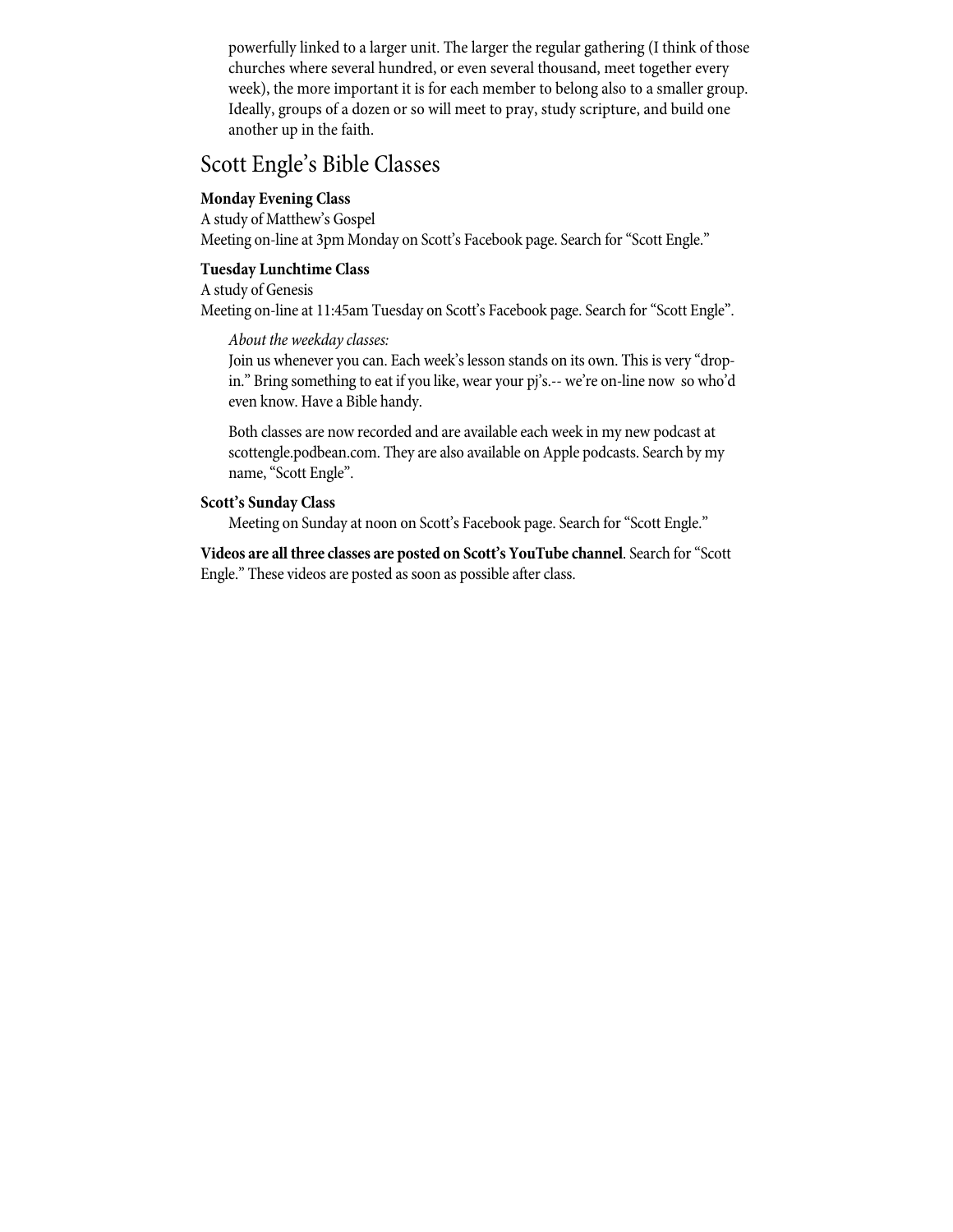powerfully linked to a larger unit. The larger the regular gathering (I think of those churches where several hundred, or even several thousand, meet together every week), the more important it is for each member to belong also to a smaller group. Ideally, groups of a dozen or so will meet to pray, study scripture, and build one another up in the faith.

## Scott Engle's Bible Classes

**Monday Evening Class**
A study of Matthew's Gospel
Meeting on-line at 3pm Monday on Scott's Facebook page. Search for "Scott Engle."

**Tuesday Lunchtime Class**
A study of Genesis
Meeting on-line at 11:45am Tuesday on Scott's Facebook page. Search for "Scott Engle".

*About the weekday classes:*
Join us whenever you can. Each week's lesson stands on its own. This is very "drop-in." Bring something to eat if you like, wear your pj's.-- we're on-line now so who'd even know. Have a Bible handy.

Both classes are now recorded and are available each week in my new podcast at scottengle.podbean.com. They are also available on Apple podcasts. Search by my name, "Scott Engle".

**Scott's Sunday Class**
Meeting on Sunday at noon on Scott's Facebook page. Search for "Scott Engle."

**Videos are all three classes are posted on Scott's YouTube channel**. Search for "Scott Engle." These videos are posted as soon as possible after class.